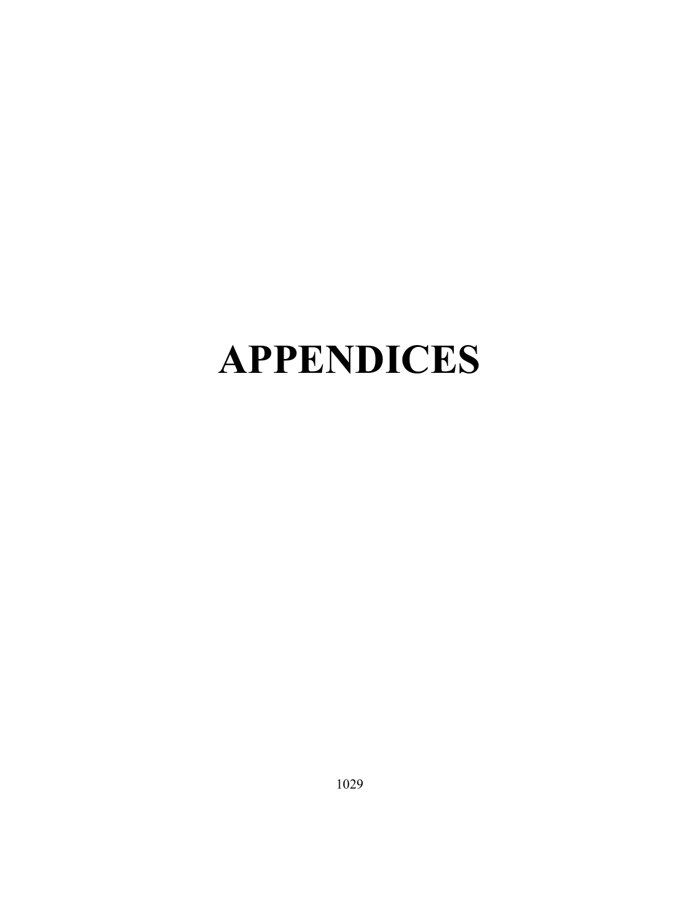# APPENDICES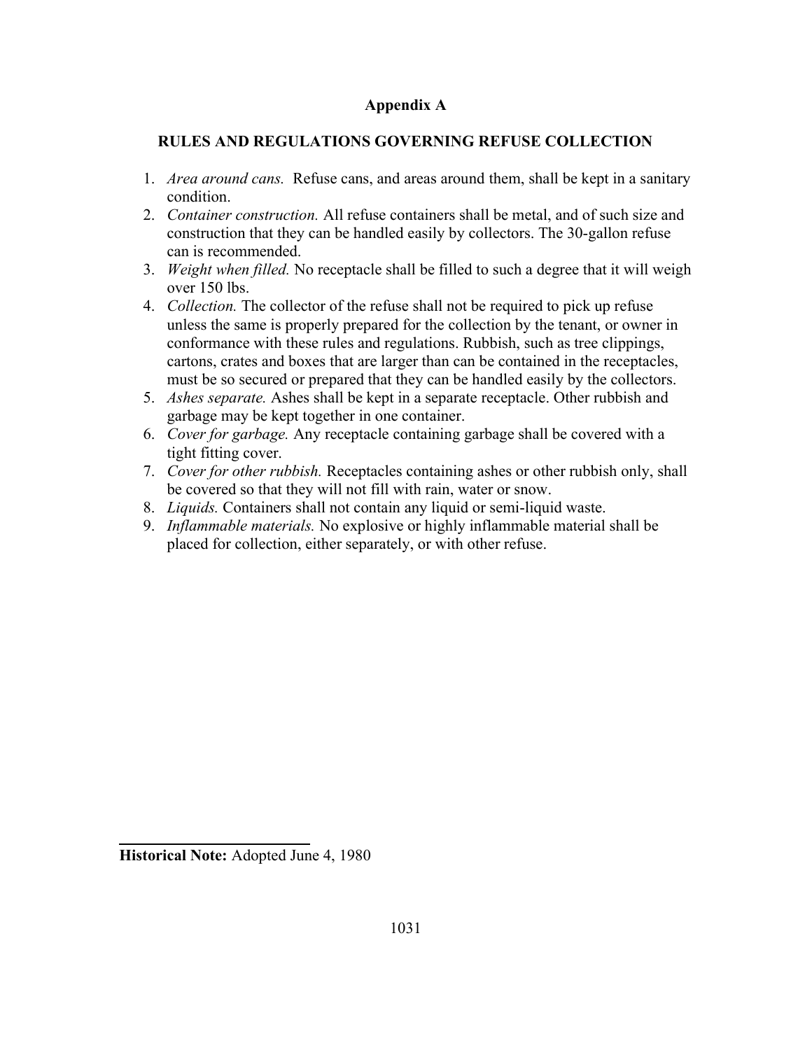## Appendix A

## RULES AND REGULATIONS GOVERNING REFUSE COLLECTION

1. *Area around cans.* Refuse cans, and areas around them, shall be kept in a sanitary condition.
2. *Container construction.* All refuse containers shall be metal, and of such size and construction that they can be handled easily by collectors. The 30-gallon refuse can is recommended.
3. *Weight when filled.* No receptacle shall be filled to such a degree that it will weigh over 150 lbs.
4. *Collection.* The collector of the refuse shall not be required to pick up refuse unless the same is properly prepared for the collection by the tenant, or owner in conformance with these rules and regulations. Rubbish, such as tree clippings, cartons, crates and boxes that are larger than can be contained in the receptacles, must be so secured or prepared that they can be handled easily by the collectors.
5. *Ashes separate.* Ashes shall be kept in a separate receptacle. Other rubbish and garbage may be kept together in one container.
6. *Cover for garbage.* Any receptacle containing garbage shall be covered with a tight fitting cover.
7. *Cover for other rubbish.* Receptacles containing ashes or other rubbish only, shall be covered so that they will not fill with rain, water or snow.
8. *Liquids.* Containers shall not contain any liquid or semi-liquid waste.
9. *Inflammable materials.* No explosive or highly inflammable material shall be placed for collection, either separately, or with other refuse.

---

**Historical Note:** Adopted June 4, 1980